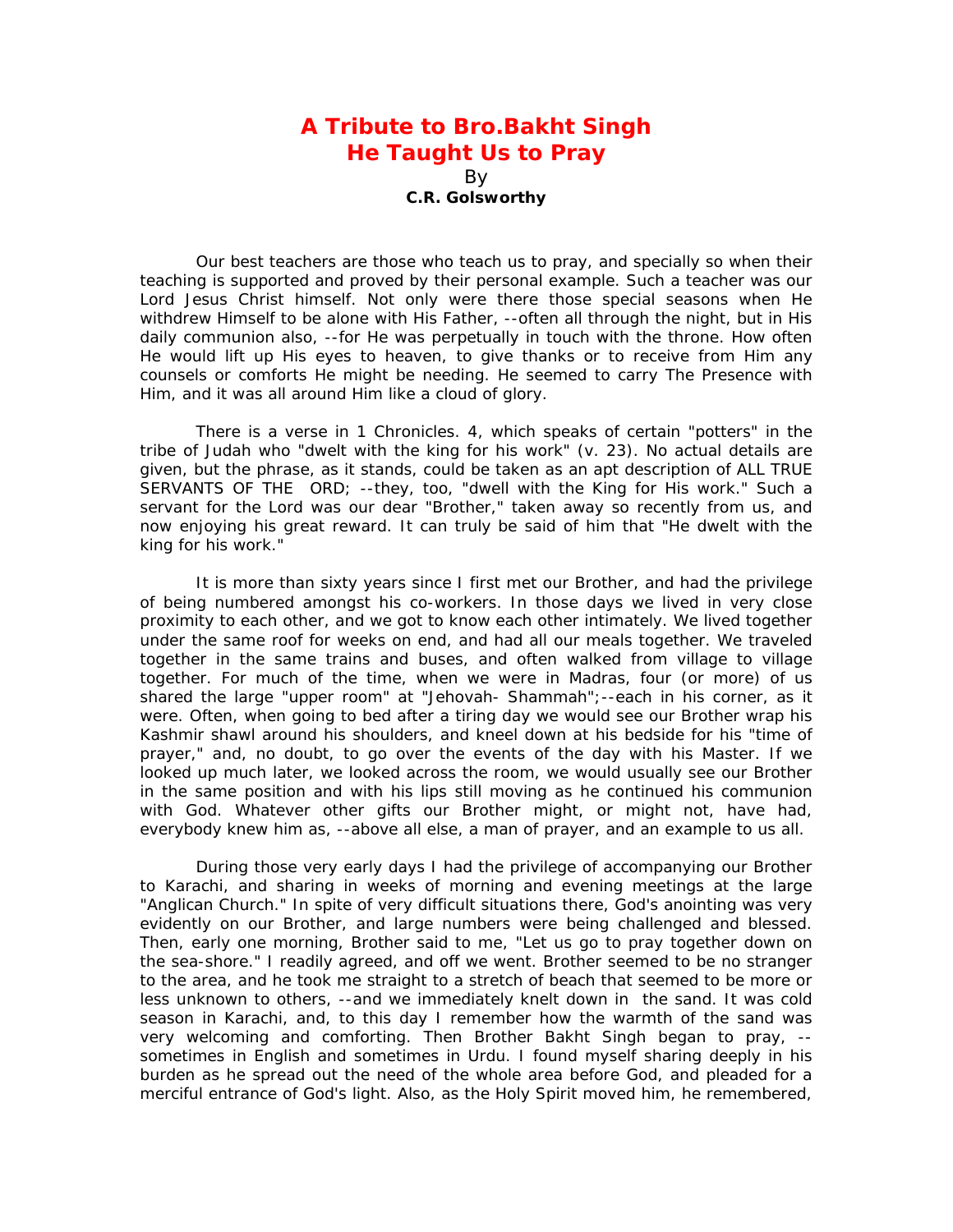# A Tribute to Bro.Bakht Singh
# He Taught Us to Pray

By

**C.R. Golsworthy**

Our best teachers are those who teach us to pray, and specially so when their teaching is supported and proved by their personal example. Such a teacher was our Lord Jesus Christ himself. Not only were there those special seasons when He withdrew Himself to be alone with His Father, --often all through the night, but in His daily communion also, --for He was perpetually in touch with the throne. How often He would lift up His eyes to heaven, to give thanks or to receive from Him any counsels or comforts He might be needing. He seemed to carry The Presence with Him, and it was all around Him like a cloud of glory.

There is a verse in 1 Chronicles. 4, which speaks of certain "potters" in the tribe of Judah who "dwelt with the king for his work" (v. 23). No actual details are given, but the phrase, as it stands, could be taken as an apt description of ALL TRUE SERVANTS OF THE ORD; --they, too, "dwell with the King for His work." Such a servant for the Lord was our dear "Brother," taken away so recently from us, and now enjoying his great reward. It can truly be said of him that "He dwelt with the king for his work."

It is more than sixty years since I first met our Brother, and had the privilege of being numbered amongst his co-workers. In those days we lived in very close proximity to each other, and we got to know each other intimately. We lived together under the same roof for weeks on end, and had all our meals together. We traveled together in the same trains and buses, and often walked from village to village together. For much of the time, when we were in Madras, four (or more) of us shared the large "upper room" at "Jehovah- Shammah";--each in his corner, as it were. Often, when going to bed after a tiring day we would see our Brother wrap his Kashmir shawl around his shoulders, and kneel down at his bedside for his "time of prayer," and, no doubt, to go over the events of the day with his Master. If we looked up much later, we looked across the room, we would usually see our Brother in the same position and with his lips still moving as he continued his communion with God. Whatever other gifts our Brother might, or might not, have had, everybody knew him as, --above all else, a man of prayer, and an example to us all.

During those very early days I had the privilege of accompanying our Brother to Karachi, and sharing in weeks of morning and evening meetings at the large "Anglican Church." In spite of very difficult situations there, God's anointing was very evidently on our Brother, and large numbers were being challenged and blessed. Then, early one morning, Brother said to me, "Let us go to pray together down on the sea-shore." I readily agreed, and off we went. Brother seemed to be no stranger to the area, and he took me straight to a stretch of beach that seemed to be more or less unknown to others, --and we immediately knelt down in the sand. It was cold season in Karachi, and, to this day I remember how the warmth of the sand was very welcoming and comforting. Then Brother Bakht Singh began to pray, --sometimes in English and sometimes in Urdu. I found myself sharing deeply in his burden as he spread out the need of the whole area before God, and pleaded for a merciful entrance of God's light. Also, as the Holy Spirit moved him, he remembered,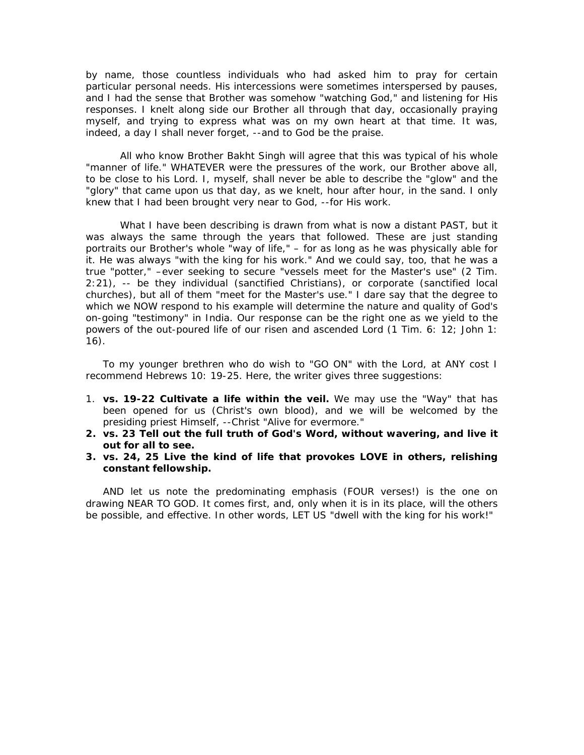by name, those countless individuals who had asked him to pray for certain particular personal needs. His intercessions were sometimes interspersed by pauses, and I had the sense that Brother was somehow "watching God," and listening for His responses. I knelt along side our Brother all through that day, occasionally praying myself, and trying to express what was on my own heart at that time. It was, indeed, a day I shall never forget, --and to God be the praise.

All who know Brother Bakht Singh will agree that this was typical of his whole "manner of life." WHATEVER were the pressures of the work, our Brother above all, to be close to his Lord. I, myself, shall never be able to describe the "glow" and the "glory" that came upon us that day, as we knelt, hour after hour, in the sand. I only knew that I had been brought very near to God, --for His work.

What I have been describing is drawn from what is now a distant PAST, but it was always the same through the years that followed. These are just standing portraits our Brother's whole "way of life," – for as long as he was physically able for it. He was always "with the king for his work." And we could say, too, that he was a true "potter," –ever seeking to secure "vessels meet for the Master's use" (2 Tim. 2:21), -- be they individual (sanctified Christians), or corporate (sanctified local churches), but all of them "meet for the Master's use." I dare say that the degree to which we NOW respond to his example will determine the nature and quality of God's on-going "testimony" in India. Our response can be the right one as we yield to the powers of the out-poured life of our risen and ascended Lord (1 Tim. 6: 12; John 1: 16).

To my younger brethren who do wish to "GO ON" with the Lord, at ANY cost I recommend Hebrews 10: 19-25. Here, the writer gives three suggestions:

1. **vs. 19-22 Cultivate a life within the veil.** We may use the "Way" that has been opened for us (Christ's own blood), and we will be welcomed by the presiding priest Himself, --Christ "Alive for evermore."
2. **vs. 23 Tell out the full truth of God's Word, without wavering, and live it out for all to see.**
3. **vs. 24, 25 Live the kind of life that provokes LOVE in others, relishing constant fellowship.**

AND let us note the predominating emphasis (FOUR verses!) is the one on drawing NEAR TO GOD. It comes first, and, only when it is in its place, will the others be possible, and effective. In other words, LET US "dwell with the king for his work!"